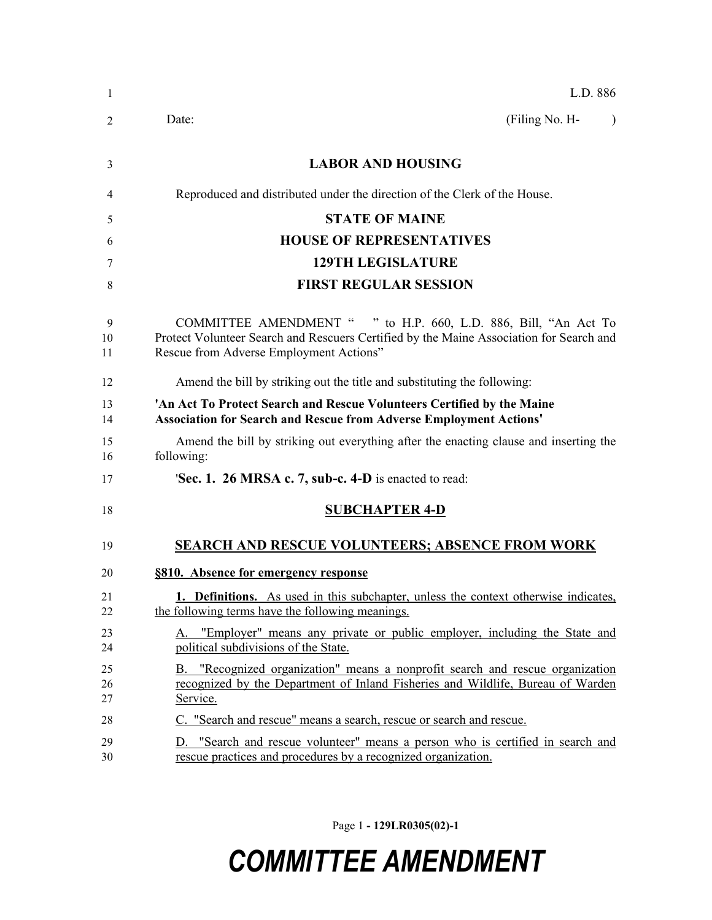L.D. 886

Date: (Filing No. H- )

**LABOR AND HOUSING**

Reproduced and distributed under the direction of the Clerk of the House.

**STATE OF MAINE**

**HOUSE OF REPRESENTATIVES**

**129TH LEGISLATURE**

**FIRST REGULAR SESSION**

COMMITTEE AMENDMENT " " to H.P. 660, L.D. 886, Bill, "An Act To Protect Volunteer Search and Rescuers Certified by the Maine Association for Search and Rescue from Adverse Employment Actions"

Amend the bill by striking out the title and substituting the following:

**'An Act To Protect Search and Rescue Volunteers Certified by the Maine Association for Search and Rescue from Adverse Employment Actions'**

Amend the bill by striking out everything after the enacting clause and inserting the following:

'**Sec. 1. 26 MRSA c. 7, sub-c. 4-D** is enacted to read:

**SUBCHAPTER 4-D**

**SEARCH AND RESCUE VOLUNTEERS; ABSENCE FROM WORK**

**§810. Absence for emergency response**

**1. Definitions.** As used in this subchapter, unless the context otherwise indicates, the following terms have the following meanings.

A. "Employer" means any private or public employer, including the State and political subdivisions of the State.

B. "Recognized organization" means a nonprofit search and rescue organization recognized by the Department of Inland Fisheries and Wildlife, Bureau of Warden Service.

C. "Search and rescue" means a search, rescue or search and rescue.

D. "Search and rescue volunteer" means a person who is certified in search and rescue practices and procedures by a recognized organization.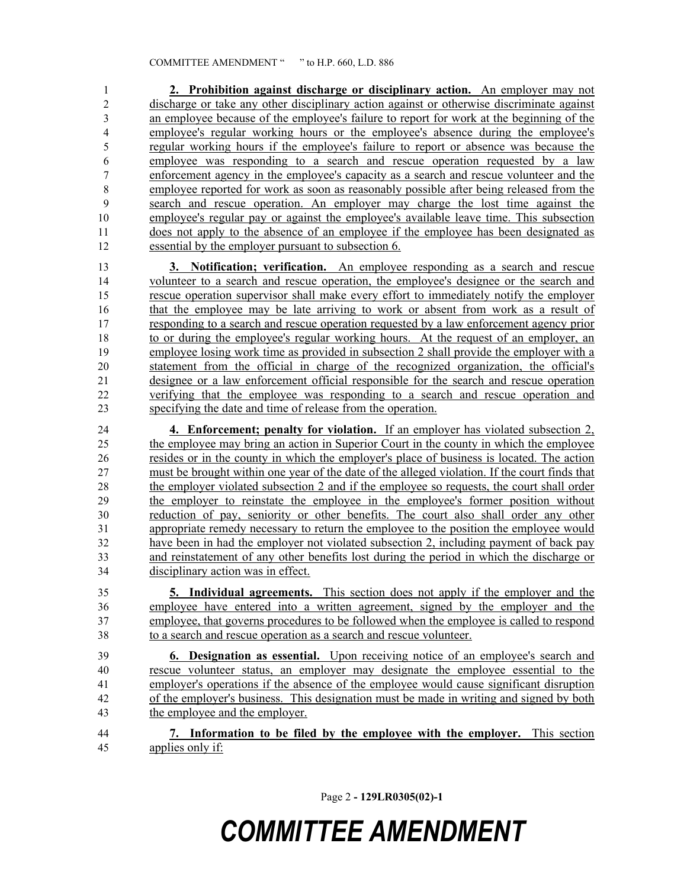**2. Prohibition against discharge or disciplinary action.** An employer may not discharge or take any other disciplinary action against or otherwise discriminate against an employee because of the employee's failure to report for work at the beginning of the employee's regular working hours or the employee's absence during the employee's regular working hours if the employee's failure to report or absence was because the employee was responding to a search and rescue operation requested by a law enforcement agency in the employee's capacity as a search and rescue volunteer and the employee reported for work as soon as reasonably possible after being released from the search and rescue operation. An employer may charge the lost time against the employee's regular pay or against the employee's available leave time. This subsection does not apply to the absence of an employee if the employee has been designated as essential by the employer pursuant to subsection 6.

**3. Notification; verification.** An employee responding as a search and rescue volunteer to a search and rescue operation, the employee's designee or the search and rescue operation supervisor shall make every effort to immediately notify the employer that the employee may be late arriving to work or absent from work as a result of responding to a search and rescue operation requested by a law enforcement agency prior to or during the employee's regular working hours. At the request of an employer, an employee losing work time as provided in subsection 2 shall provide the employer with a statement from the official in charge of the recognized organization, the official's designee or a law enforcement official responsible for the search and rescue operation verifying that the employee was responding to a search and rescue operation and specifying the date and time of release from the operation.

**4. Enforcement; penalty for violation.** If an employer has violated subsection 2, the employee may bring an action in Superior Court in the county in which the employee resides or in the county in which the employer's place of business is located. The action must be brought within one year of the date of the alleged violation. If the court finds that the employer violated subsection 2 and if the employee so requests, the court shall order the employer to reinstate the employee in the employee's former position without reduction of pay, seniority or other benefits. The court also shall order any other appropriate remedy necessary to return the employee to the position the employee would have been in had the employer not violated subsection 2, including payment of back pay and reinstatement of any other benefits lost during the period in which the discharge or disciplinary action was in effect.

**5. Individual agreements.** This section does not apply if the employer and the employee have entered into a written agreement, signed by the employer and the employee, that governs procedures to be followed when the employee is called to respond to a search and rescue operation as a search and rescue volunteer.

**6. Designation as essential.** Upon receiving notice of an employee's search and rescue volunteer status, an employer may designate the employee essential to the employer's operations if the absence of the employee would cause significant disruption of the employer's business. This designation must be made in writing and signed by both the employee and the employer.

**7. Information to be filed by the employee with the employer.** This section applies only if: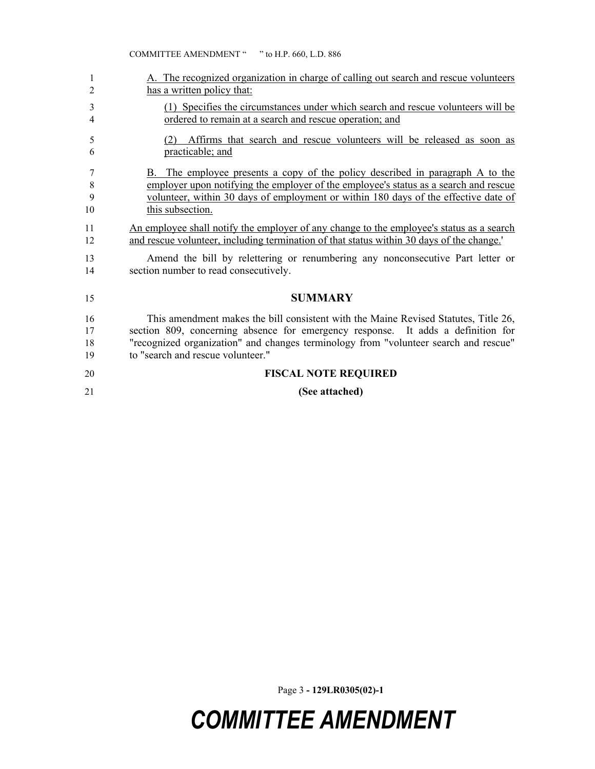A. The recognized organization in charge of calling out search and rescue volunteers has a written policy that:

(1) Specifies the circumstances under which search and rescue volunteers will be ordered to remain at a search and rescue operation; and

(2) Affirms that search and rescue volunteers will be released as soon as practicable; and

B. The employee presents a copy of the policy described in paragraph A to the employer upon notifying the employer of the employee's status as a search and rescue volunteer, within 30 days of employment or within 180 days of the effective date of this subsection.

An employee shall notify the employer of any change to the employee's status as a search and rescue volunteer, including termination of that status within 30 days of the change.'

Amend the bill by relettering or renumbering any nonconsecutive Part letter or section number to read consecutively.

## SUMMARY

This amendment makes the bill consistent with the Maine Revised Statutes, Title 26, section 809, concerning absence for emergency response. It adds a definition for "recognized organization" and changes terminology from "volunteer search and rescue" to "search and rescue volunteer."

**FISCAL NOTE REQUIRED**

**(See attached)**